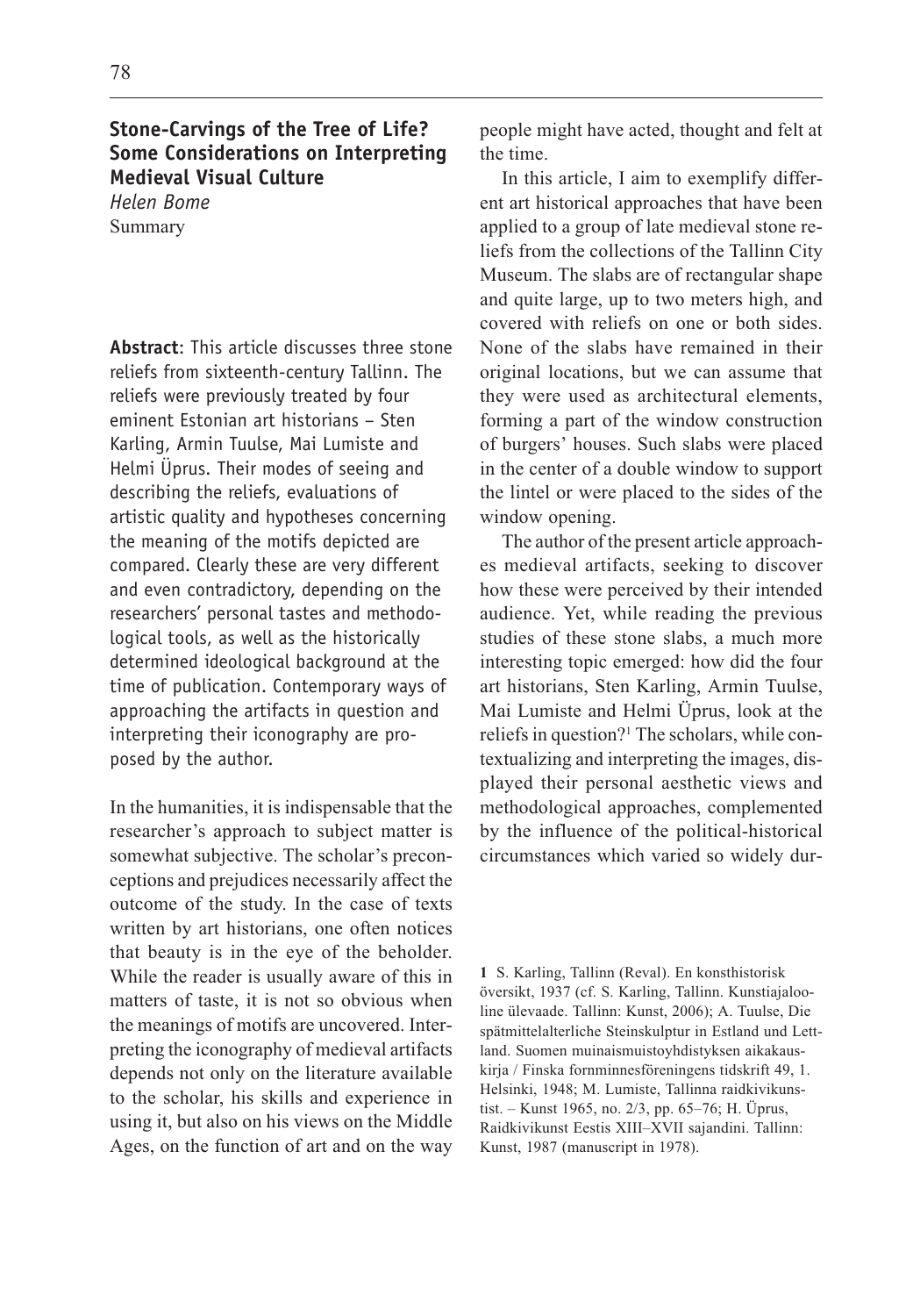## Stone-Carvings of the Tree of Life? Some Considerations on Interpreting Medieval Visual Culture

*Helen Bome*

Summary

**Abstract**: This article discusses three stone reliefs from sixteenth-century Tallinn. The reliefs were previously treated by four eminent Estonian art historians – Sten Karling, Armin Tuulse, Mai Lumiste and Helmi Üprus. Their modes of seeing and describing the reliefs, evaluations of artistic quality and hypotheses concerning the meaning of the motifs depicted are compared. Clearly these are very different and even contradictory, depending on the researchers' personal tastes and methodological tools, as well as the historically determined ideological background at the time of publication. Contemporary ways of approaching the artifacts in question and interpreting their iconography are proposed by the author.

In the humanities, it is indispensable that the researcher's approach to subject matter is somewhat subjective. The scholar's preconceptions and prejudices necessarily affect the outcome of the study. In the case of texts written by art historians, one often notices that beauty is in the eye of the beholder. While the reader is usually aware of this in matters of taste, it is not so obvious when the meanings of motifs are uncovered. Interpreting the iconography of medieval artifacts depends not only on the literature available to the scholar, his skills and experience in using it, but also on his views on the Middle Ages, on the function of art and on the way people might have acted, thought and felt at the time.

In this article, I aim to exemplify different art historical approaches that have been applied to a group of late medieval stone reliefs from the collections of the Tallinn City Museum. The slabs are of rectangular shape and quite large, up to two meters high, and covered with reliefs on one or both sides. None of the slabs have remained in their original locations, but we can assume that they were used as architectural elements, forming a part of the window construction of burgers' houses. Such slabs were placed in the center of a double window to support the lintel or were placed to the sides of the window opening.

The author of the present article approaches medieval artifacts, seeking to discover how these were perceived by their intended audience. Yet, while reading the previous studies of these stone slabs, a much more interesting topic emerged: how did the four art historians, Sten Karling, Armin Tuulse, Mai Lumiste and Helmi Üprus, look at the reliefs in question?[1] The scholars, while contextualizing and interpreting the images, displayed their personal aesthetic views and methodological approaches, complemented by the influence of the political-historical circumstances which varied so widely dur-

**1** S. Karling, Tallinn (Reval). En konsthistorisk översikt, 1937 (cf. S. Karling, Tallinn. Kunstiajalooline ülevaade. Tallinn: Kunst, 2006); A. Tuulse, Die spätmittelalterliche Steinskulptur in Estland und Lettland. Suomen muinaismuistoyhdistyksen aikakauskirja / Finska fornminnesföreningens tidskrift 49, 1. Helsinki, 1948; M. Lumiste, Tallinna raidkivikunstist. – Kunst 1965, no. 2/3, pp. 65–76; H. Üprus, Raidkivikunst Eestis XIII–XVII sajandini. Tallinn: Kunst, 1987 (manuscript in 1978).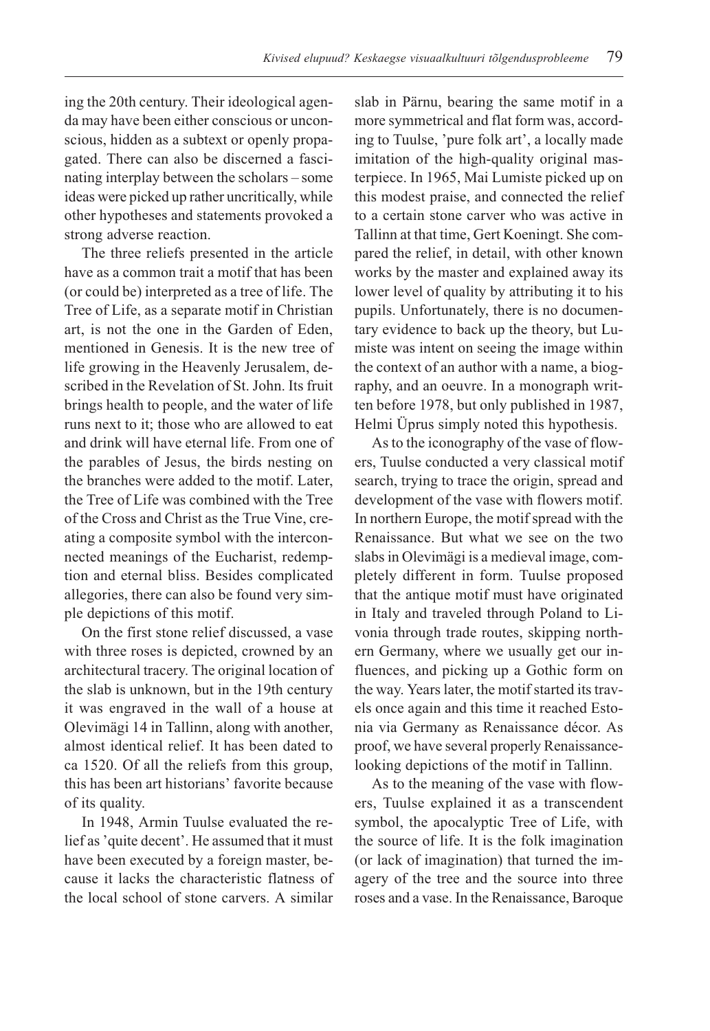ing the 20th century. Their ideological agenda may have been either conscious or unconscious, hidden as a subtext or openly propagated. There can also be discerned a fascinating interplay between the scholars – some ideas were picked up rather uncritically, while other hypotheses and statements provoked a strong adverse reaction.

The three reliefs presented in the article have as a common trait a motif that has been (or could be) interpreted as a tree of life. The Tree of Life, as a separate motif in Christian art, is not the one in the Garden of Eden, mentioned in Genesis. It is the new tree of life growing in the Heavenly Jerusalem, described in the Revelation of St. John. Its fruit brings health to people, and the water of life runs next to it; those who are allowed to eat and drink will have eternal life. From one of the parables of Jesus, the birds nesting on the branches were added to the motif. Later, the Tree of Life was combined with the Tree of the Cross and Christ as the True Vine, creating a composite symbol with the interconnected meanings of the Eucharist, redemption and eternal bliss. Besides complicated allegories, there can also be found very simple depictions of this motif.

On the first stone relief discussed, a vase with three roses is depicted, crowned by an architectural tracery. The original location of the slab is unknown, but in the 19th century it was engraved in the wall of a house at Olevimägi 14 in Tallinn, along with another, almost identical relief. It has been dated to ca 1520. Of all the reliefs from this group, this has been art historians' favorite because of its quality.

In 1948, Armin Tuulse evaluated the relief as 'quite decent'. He assumed that it must have been executed by a foreign master, because it lacks the characteristic flatness of the local school of stone carvers. A similar slab in Pärnu, bearing the same motif in a more symmetrical and flat form was, according to Tuulse, 'pure folk art', a locally made imitation of the high-quality original masterpiece. In 1965, Mai Lumiste picked up on this modest praise, and connected the relief to a certain stone carver who was active in Tallinn at that time, Gert Koeningt. She compared the relief, in detail, with other known works by the master and explained away its lower level of quality by attributing it to his pupils. Unfortunately, there is no documentary evidence to back up the theory, but Lumiste was intent on seeing the image within the context of an author with a name, a biography, and an oeuvre. In a monograph written before 1978, but only published in 1987, Helmi Üprus simply noted this hypothesis.

As to the iconography of the vase of flowers, Tuulse conducted a very classical motif search, trying to trace the origin, spread and development of the vase with flowers motif. In northern Europe, the motif spread with the Renaissance. But what we see on the two slabs in Olevimägi is a medieval image, completely different in form. Tuulse proposed that the antique motif must have originated in Italy and traveled through Poland to Livonia through trade routes, skipping northern Germany, where we usually get our influences, and picking up a Gothic form on the way. Years later, the motif started its travels once again and this time it reached Estonia via Germany as Renaissance décor. As proof, we have several properly Renaissance-looking depictions of the motif in Tallinn.

As to the meaning of the vase with flowers, Tuulse explained it as a transcendent symbol, the apocalyptic Tree of Life, with the source of life. It is the folk imagination (or lack of imagination) that turned the imagery of the tree and the source into three roses and a vase. In the Renaissance, Baroque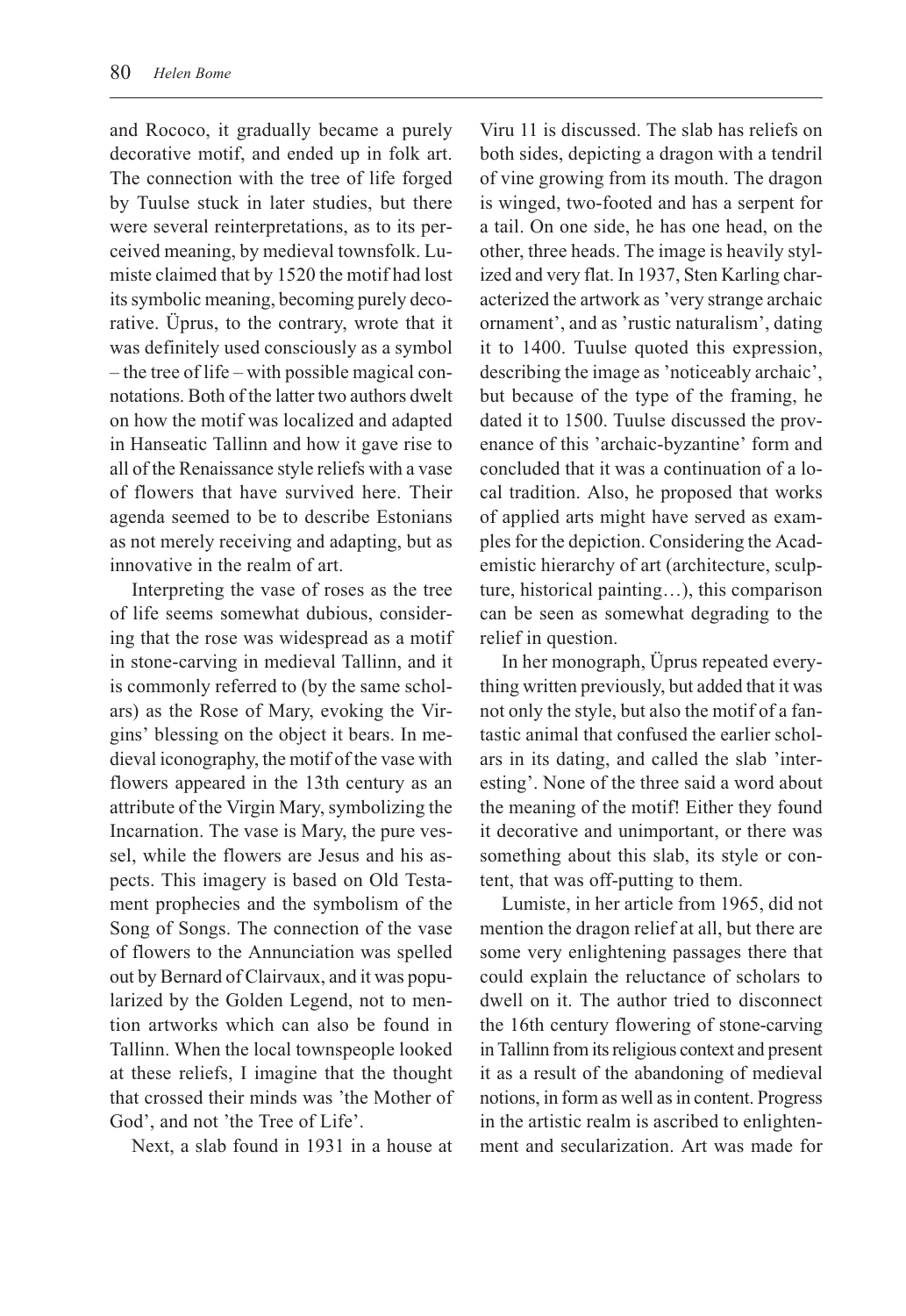and Rococo, it gradually became a purely decorative motif, and ended up in folk art. The connection with the tree of life forged by Tuulse stuck in later studies, but there were several reinterpretations, as to its perceived meaning, by medieval townsfolk. Lumiste claimed that by 1520 the motif had lost its symbolic meaning, becoming purely decorative. Üprus, to the contrary, wrote that it was definitely used consciously as a symbol – the tree of life – with possible magical connotations. Both of the latter two authors dwelt on how the motif was localized and adapted in Hanseatic Tallinn and how it gave rise to all of the Renaissance style reliefs with a vase of flowers that have survived here. Their agenda seemed to be to describe Estonians as not merely receiving and adapting, but as innovative in the realm of art.

Interpreting the vase of roses as the tree of life seems somewhat dubious, considering that the rose was widespread as a motif in stone-carving in medieval Tallinn, and it is commonly referred to (by the same scholars) as the Rose of Mary, evoking the Virgins' blessing on the object it bears. In medieval iconography, the motif of the vase with flowers appeared in the 13th century as an attribute of the Virgin Mary, symbolizing the Incarnation. The vase is Mary, the pure vessel, while the flowers are Jesus and his aspects. This imagery is based on Old Testament prophecies and the symbolism of the Song of Songs. The connection of the vase of flowers to the Annunciation was spelled out by Bernard of Clairvaux, and it was popularized by the Golden Legend, not to mention artworks which can also be found in Tallinn. When the local townspeople looked at these reliefs, I imagine that the thought that crossed their minds was 'the Mother of God', and not 'the Tree of Life'.

Next, a slab found in 1931 in a house at Viru 11 is discussed. The slab has reliefs on both sides, depicting a dragon with a tendril of vine growing from its mouth. The dragon is winged, two-footed and has a serpent for a tail. On one side, he has one head, on the other, three heads. The image is heavily stylized and very flat. In 1937, Sten Karling characterized the artwork as 'very strange archaic ornament', and as 'rustic naturalism', dating it to 1400. Tuulse quoted this expression, describing the image as 'noticeably archaic', but because of the type of the framing, he dated it to 1500. Tuulse discussed the provenance of this 'archaic-byzantine' form and concluded that it was a continuation of a local tradition. Also, he proposed that works of applied arts might have served as examples for the depiction. Considering the Academistic hierarchy of art (architecture, sculpture, historical painting…), this comparison can be seen as somewhat degrading to the relief in question.

In her monograph, Üprus repeated everything written previously, but added that it was not only the style, but also the motif of a fantastic animal that confused the earlier scholars in its dating, and called the slab 'interesting'. None of the three said a word about the meaning of the motif! Either they found it decorative and unimportant, or there was something about this slab, its style or content, that was off-putting to them.

Lumiste, in her article from 1965, did not mention the dragon relief at all, but there are some very enlightening passages there that could explain the reluctance of scholars to dwell on it. The author tried to disconnect the 16th century flowering of stone-carving in Tallinn from its religious context and present it as a result of the abandoning of medieval notions, in form as well as in content. Progress in the artistic realm is ascribed to enlightenment and secularization. Art was made for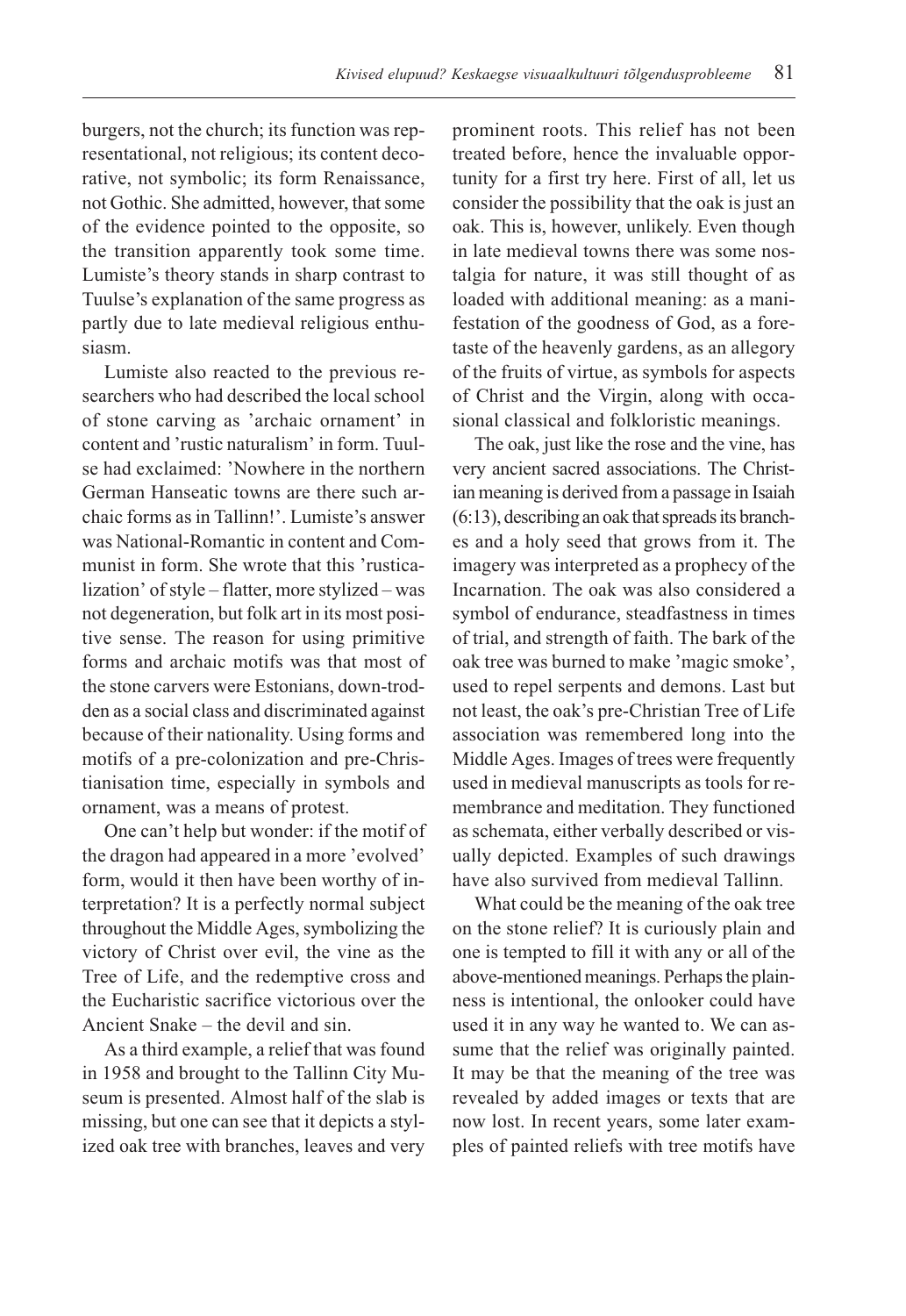burgers, not the church; its function was representational, not religious; its content decorative, not symbolic; its form Renaissance, not Gothic. She admitted, however, that some of the evidence pointed to the opposite, so the transition apparently took some time. Lumiste's theory stands in sharp contrast to Tuulse's explanation of the same progress as partly due to late medieval religious enthusiasm.

Lumiste also reacted to the previous researchers who had described the local school of stone carving as 'archaic ornament' in content and 'rustic naturalism' in form. Tuulse had exclaimed: 'Nowhere in the northern German Hanseatic towns are there such archaic forms as in Tallinn!'. Lumiste's answer was National-Romantic in content and Communist in form. She wrote that this 'rusticalization' of style – flatter, more stylized – was not degeneration, but folk art in its most positive sense. The reason for using primitive forms and archaic motifs was that most of the stone carvers were Estonians, down-trodden as a social class and discriminated against because of their nationality. Using forms and motifs of a pre-colonization and pre-Christianisation time, especially in symbols and ornament, was a means of protest.

One can't help but wonder: if the motif of the dragon had appeared in a more 'evolved' form, would it then have been worthy of interpretation? It is a perfectly normal subject throughout the Middle Ages, symbolizing the victory of Christ over evil, the vine as the Tree of Life, and the redemptive cross and the Eucharistic sacrifice victorious over the Ancient Snake – the devil and sin.

As a third example, a relief that was found in 1958 and brought to the Tallinn City Museum is presented. Almost half of the slab is missing, but one can see that it depicts a stylized oak tree with branches, leaves and very prominent roots. This relief has not been treated before, hence the invaluable opportunity for a first try here. First of all, let us consider the possibility that the oak is just an oak. This is, however, unlikely. Even though in late medieval towns there was some nostalgia for nature, it was still thought of as loaded with additional meaning: as a manifestation of the goodness of God, as a foretaste of the heavenly gardens, as an allegory of the fruits of virtue, as symbols for aspects of Christ and the Virgin, along with occasional classical and folkloristic meanings.

The oak, just like the rose and the vine, has very ancient sacred associations. The Christian meaning is derived from a passage in Isaiah (6:13), describing an oak that spreads its branches and a holy seed that grows from it. The imagery was interpreted as a prophecy of the Incarnation. The oak was also considered a symbol of endurance, steadfastness in times of trial, and strength of faith. The bark of the oak tree was burned to make 'magic smoke', used to repel serpents and demons. Last but not least, the oak's pre-Christian Tree of Life association was remembered long into the Middle Ages. Images of trees were frequently used in medieval manuscripts as tools for remembrance and meditation. They functioned as schemata, either verbally described or visually depicted. Examples of such drawings have also survived from medieval Tallinn.

What could be the meaning of the oak tree on the stone relief? It is curiously plain and one is tempted to fill it with any or all of the above-mentioned meanings. Perhaps the plainness is intentional, the onlooker could have used it in any way he wanted to. We can assume that the relief was originally painted. It may be that the meaning of the tree was revealed by added images or texts that are now lost. In recent years, some later examples of painted reliefs with tree motifs have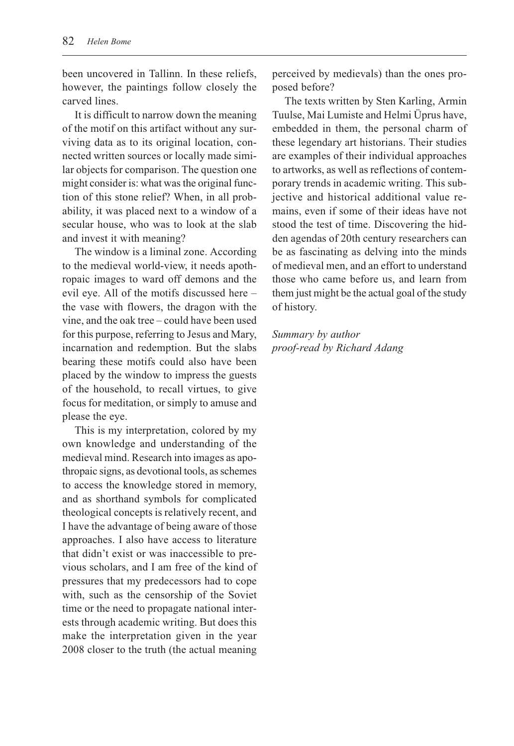been uncovered in Tallinn. In these reliefs, however, the paintings follow closely the carved lines.

It is difficult to narrow down the meaning of the motif on this artifact without any surviving data as to its original location, connected written sources or locally made similar objects for comparison. The question one might consider is: what was the original function of this stone relief? When, in all probability, it was placed next to a window of a secular house, who was to look at the slab and invest it with meaning?

The window is a liminal zone. According to the medieval world-view, it needs apothropaic images to ward off demons and the evil eye. All of the motifs discussed here – the vase with flowers, the dragon with the vine, and the oak tree – could have been used for this purpose, referring to Jesus and Mary, incarnation and redemption. But the slabs bearing these motifs could also have been placed by the window to impress the guests of the household, to recall virtues, to give focus for meditation, or simply to amuse and please the eye.

This is my interpretation, colored by my own knowledge and understanding of the medieval mind. Research into images as apothropaic signs, as devotional tools, as schemes to access the knowledge stored in memory, and as shorthand symbols for complicated theological concepts is relatively recent, and I have the advantage of being aware of those approaches. I also have access to literature that didn't exist or was inaccessible to previous scholars, and I am free of the kind of pressures that my predecessors had to cope with, such as the censorship of the Soviet time or the need to propagate national interests through academic writing. But does this make the interpretation given in the year 2008 closer to the truth (the actual meaning perceived by medievals) than the ones proposed before?

The texts written by Sten Karling, Armin Tuulse, Mai Lumiste and Helmi Üprus have, embedded in them, the personal charm of these legendary art historians. Their studies are examples of their individual approaches to artworks, as well as reflections of contemporary trends in academic writing. This subjective and historical additional value remains, even if some of their ideas have not stood the test of time. Discovering the hidden agendas of 20th century researchers can be as fascinating as delving into the minds of medieval men, and an effort to understand those who came before us, and learn from them just might be the actual goal of the study of history.

*Summary by author*
*proof-read by Richard Adang*